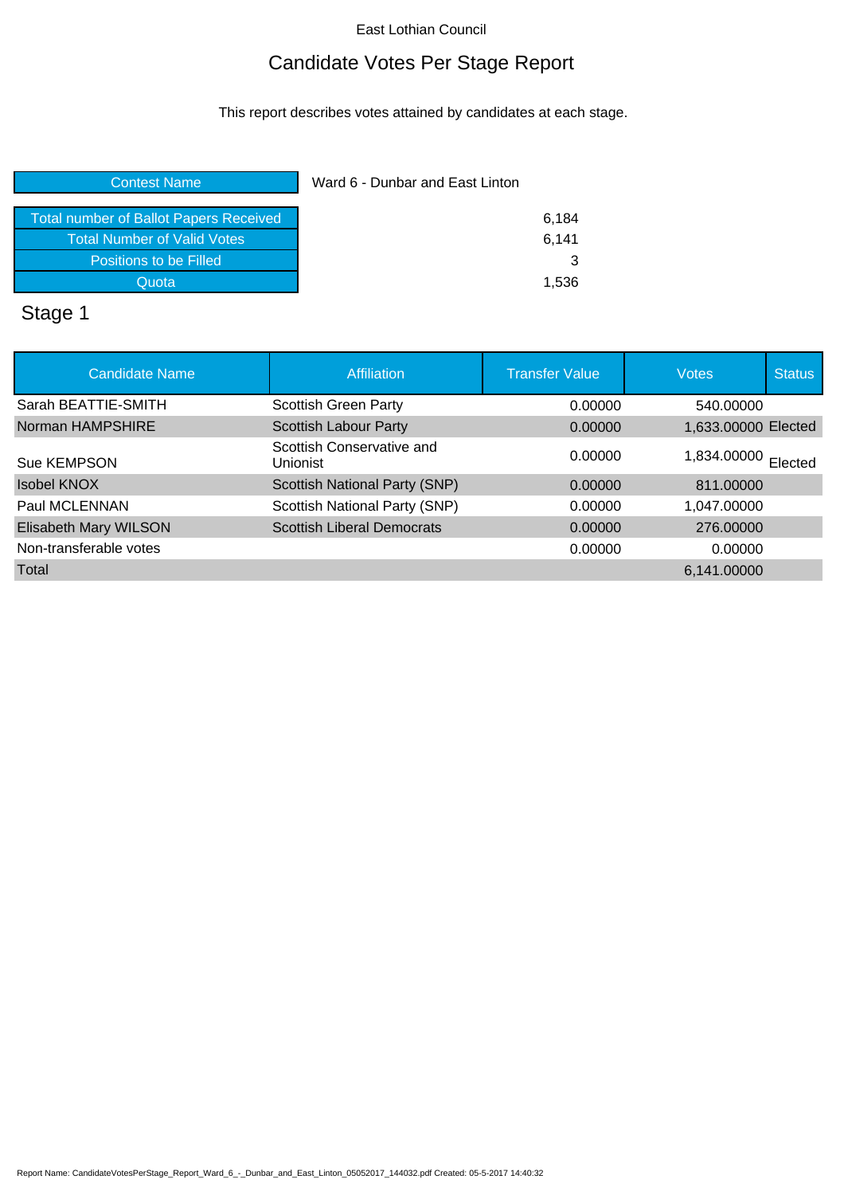East Lothian Council

# Candidate Votes Per Stage Report

This report describes votes attained by candidates at each stage.

| Contest Name | Ward 6 - Dunbar and East Linton |
|---|---|
| Total number of Ballot Papers Received | 6,184 |
| Total Number of Valid Votes | 6,141 |
| Positions to be Filled | 3 |
| Quota | 1,536 |

## Stage 1

| Candidate Name | Affiliation | Transfer Value | Votes | Status |
|---|---|---|---|---|
| Sarah BEATTIE-SMITH | Scottish Green Party | 0.00000 | 540.00000 | |
| Norman HAMPSHIRE | Scottish Labour Party | 0.00000 | 1,633.00000 | Elected |
| Sue KEMPSON | Scottish Conservative and Unionist | 0.00000 | 1,834.00000 | Elected |
| Isobel KNOX | Scottish National Party (SNP) | 0.00000 | 811.00000 | |
| Paul MCLENNAN | Scottish National Party (SNP) | 0.00000 | 1,047.00000 | |
| Elisabeth Mary WILSON | Scottish Liberal Democrats | 0.00000 | 276.00000 | |
| Non-transferable votes | | 0.00000 | 0.00000 | |
| Total | | | 6,141.00000 | |

Report Name: CandidateVotesPerStage_Report_Ward_6_-_Dunbar_and_East_Linton_05052017_144032.pdf Created: 05-5-2017 14:40:32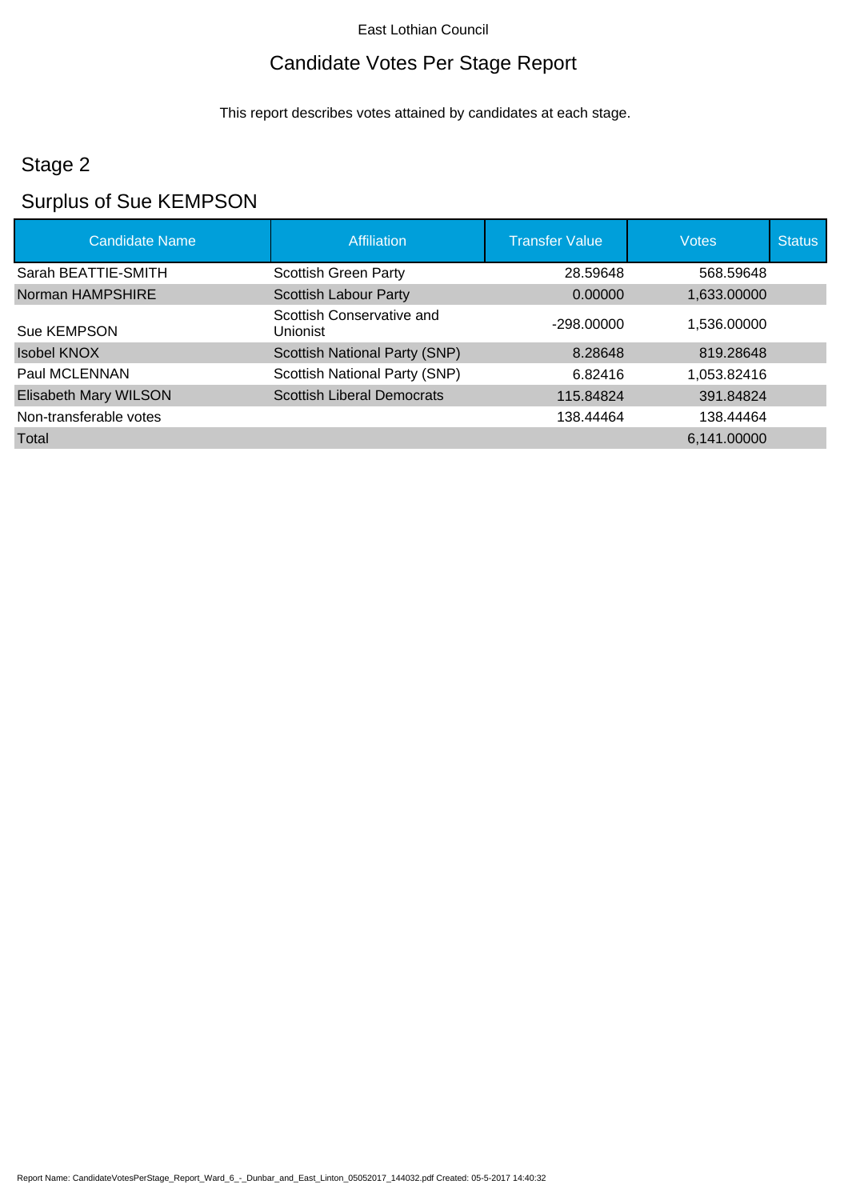East Lothian Council

# Candidate Votes Per Stage Report

This report describes votes attained by candidates at each stage.

## Stage 2

## Surplus of Sue KEMPSON

| Candidate Name | Affiliation | Transfer Value | Votes | Status |
|---|---|---|---|---|
| Sarah BEATTIE-SMITH | Scottish Green Party | 28.59648 | 568.59648 | |
| Norman HAMPSHIRE | Scottish Labour Party | 0.00000 | 1,633.00000 | |
| Sue KEMPSON | Scottish Conservative and Unionist | -298.00000 | 1,536.00000 | |
| Isobel KNOX | Scottish National Party (SNP) | 8.28648 | 819.28648 | |
| Paul MCLENNAN | Scottish National Party (SNP) | 6.82416 | 1,053.82416 | |
| Elisabeth Mary WILSON | Scottish Liberal Democrats | 115.84824 | 391.84824 | |
| Non-transferable votes | | 138.44464 | 138.44464 | |
| Total | | | 6,141.00000 | |

Report Name: CandidateVotesPerStage_Report_Ward_6_-_Dunbar_and_East_Linton_05052017_144032.pdf Created: 05-5-2017 14:40:32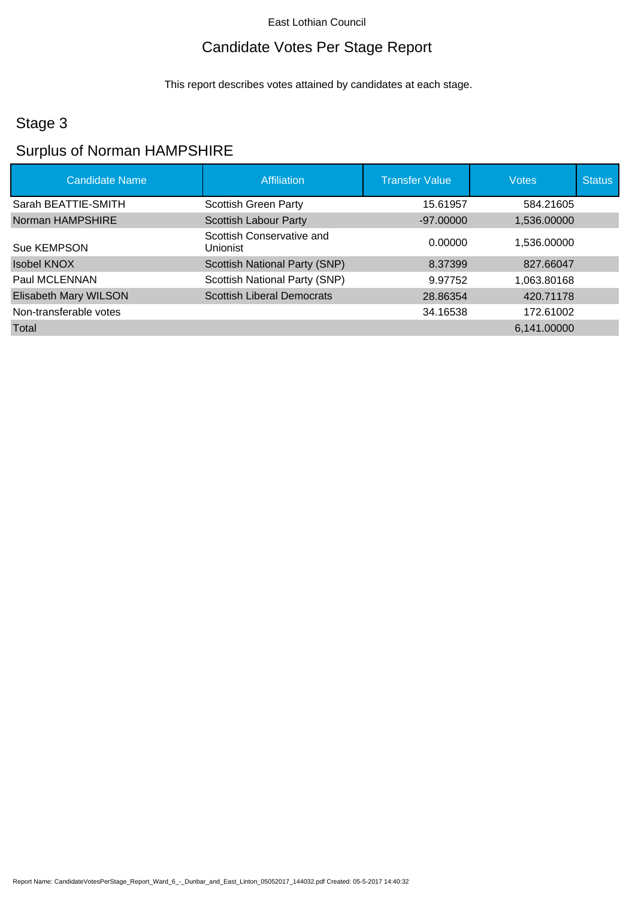East Lothian Council

# Candidate Votes Per Stage Report

This report describes votes attained by candidates at each stage.

## Stage 3

## Surplus of Norman HAMPSHIRE

| Candidate Name | Affiliation | Transfer Value | Votes | Status |
|---|---|---|---|---|
| Sarah BEATTIE-SMITH | Scottish Green Party | 15.61957 | 584.21605 | |
| Norman HAMPSHIRE | Scottish Labour Party | -97.00000 | 1,536.00000 | |
| Sue KEMPSON | Scottish Conservative and Unionist | 0.00000 | 1,536.00000 | |
| Isobel KNOX | Scottish National Party (SNP) | 8.37399 | 827.66047 | |
| Paul MCLENNAN | Scottish National Party (SNP) | 9.97752 | 1,063.80168 | |
| Elisabeth Mary WILSON | Scottish Liberal Democrats | 28.86354 | 420.71178 | |
| Non-transferable votes | | 34.16538 | 172.61002 | |
| Total | | | 6,141.00000 | |

Report Name: CandidateVotesPerStage_Report_Ward_6_-_Dunbar_and_East_Linton_05052017_144032.pdf Created: 05-5-2017 14:40:32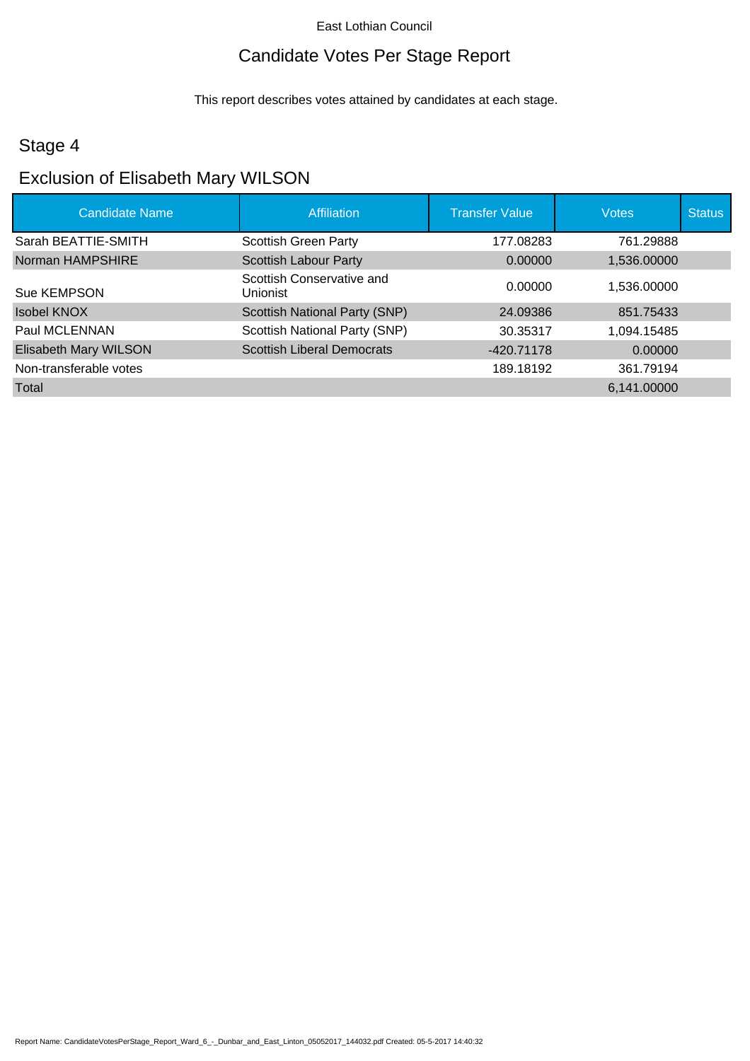East Lothian Council

# Candidate Votes Per Stage Report

This report describes votes attained by candidates at each stage.

## Stage 4

## Exclusion of Elisabeth Mary WILSON

| Candidate Name | Affiliation | Transfer Value | Votes | Status |
|---|---|---|---|---|
| Sarah BEATTIE-SMITH | Scottish Green Party | 177.08283 | 761.29888 | |
| Norman HAMPSHIRE | Scottish Labour Party | 0.00000 | 1,536.00000 | |
| Sue KEMPSON | Scottish Conservative and Unionist | 0.00000 | 1,536.00000 | |
| Isobel KNOX | Scottish National Party (SNP) | 24.09386 | 851.75433 | |
| Paul MCLENNAN | Scottish National Party (SNP) | 30.35317 | 1,094.15485 | |
| Elisabeth Mary WILSON | Scottish Liberal Democrats | -420.71178 | 0.00000 | |
| Non-transferable votes | | 189.18192 | 361.79194 | |
| Total | | | 6,141.00000 | |

Report Name: CandidateVotesPerStage_Report_Ward_6_-_Dunbar_and_East_Linton_05052017_144032.pdf Created: 05-5-2017 14:40:32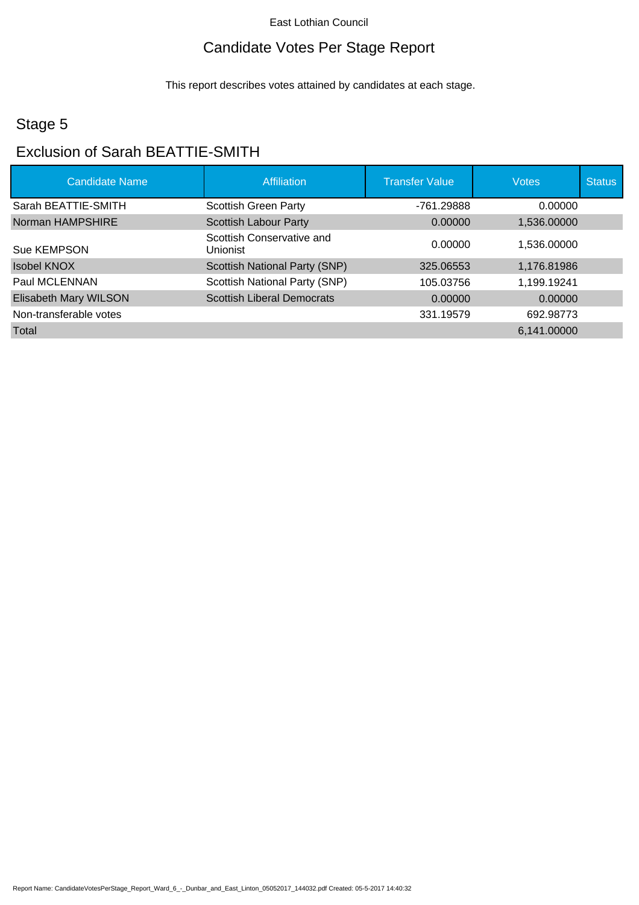East Lothian Council

# Candidate Votes Per Stage Report

This report describes votes attained by candidates at each stage.

## Stage 5

## Exclusion of Sarah BEATTIE-SMITH

| Candidate Name | Affiliation | Transfer Value | Votes | Status |
|---|---|---|---|---|
| Sarah BEATTIE-SMITH | Scottish Green Party | -761.29888 | 0.00000 | |
| Norman HAMPSHIRE | Scottish Labour Party | 0.00000 | 1,536.00000 | |
| Sue KEMPSON | Scottish Conservative and Unionist | 0.00000 | 1,536.00000 | |
| Isobel KNOX | Scottish National Party (SNP) | 325.06553 | 1,176.81986 | |
| Paul MCLENNAN | Scottish National Party (SNP) | 105.03756 | 1,199.19241 | |
| Elisabeth Mary WILSON | Scottish Liberal Democrats | 0.00000 | 0.00000 | |
| Non-transferable votes | | 331.19579 | 692.98773 | |
| Total | | | 6,141.00000 | |

Report Name: CandidateVotesPerStage_Report_Ward_6_-_Dunbar_and_East_Linton_05052017_144032.pdf Created: 05-5-2017 14:40:32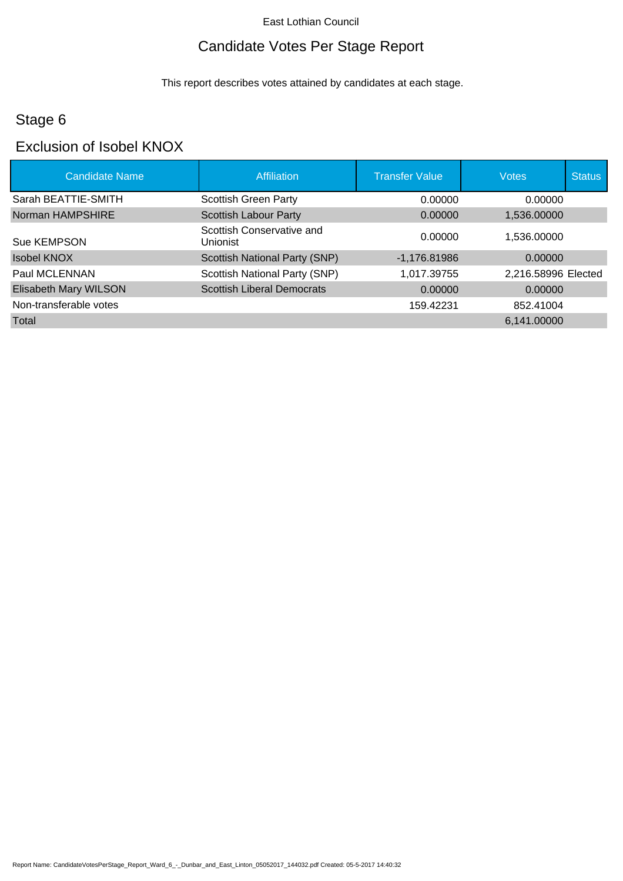East Lothian Council

# Candidate Votes Per Stage Report

This report describes votes attained by candidates at each stage.

## Stage 6

## Exclusion of Isobel KNOX

| Candidate Name | Affiliation | Transfer Value | Votes | Status |
|---|---|---|---|---|
| Sarah BEATTIE-SMITH | Scottish Green Party | 0.00000 | 0.00000 | |
| Norman HAMPSHIRE | Scottish Labour Party | 0.00000 | 1,536.00000 | |
| Sue KEMPSON | Scottish Conservative and Unionist | 0.00000 | 1,536.00000 | |
| Isobel KNOX | Scottish National Party (SNP) | -1,176.81986 | 0.00000 | |
| Paul MCLENNAN | Scottish National Party (SNP) | 1,017.39755 | 2,216.58996 | Elected |
| Elisabeth Mary WILSON | Scottish Liberal Democrats | 0.00000 | 0.00000 | |
| Non-transferable votes | | 159.42231 | 852.41004 | |
| Total | | | 6,141.00000 | |

Report Name: CandidateVotesPerStage_Report_Ward_6_-_Dunbar_and_East_Linton_05052017_144032.pdf Created: 05-5-2017 14:40:32